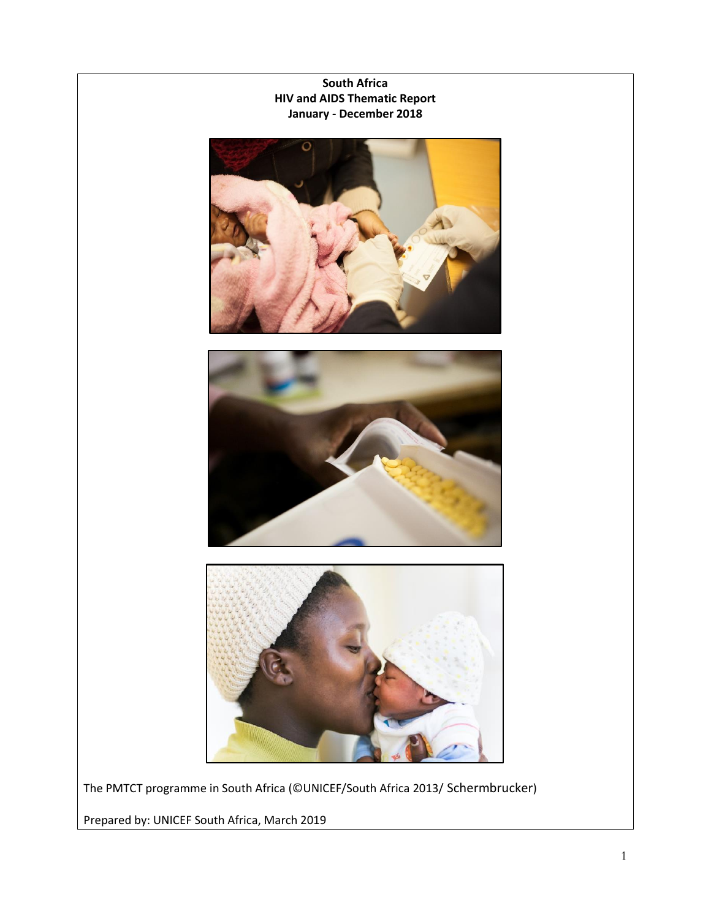**South Africa**
**HIV and AIDS Thematic Report**
**January - December 2018**

The PMTCT programme in South Africa (©UNICEF/South Africa 2013/ Schermbrucker)

Prepared by: UNICEF South Africa, March 2019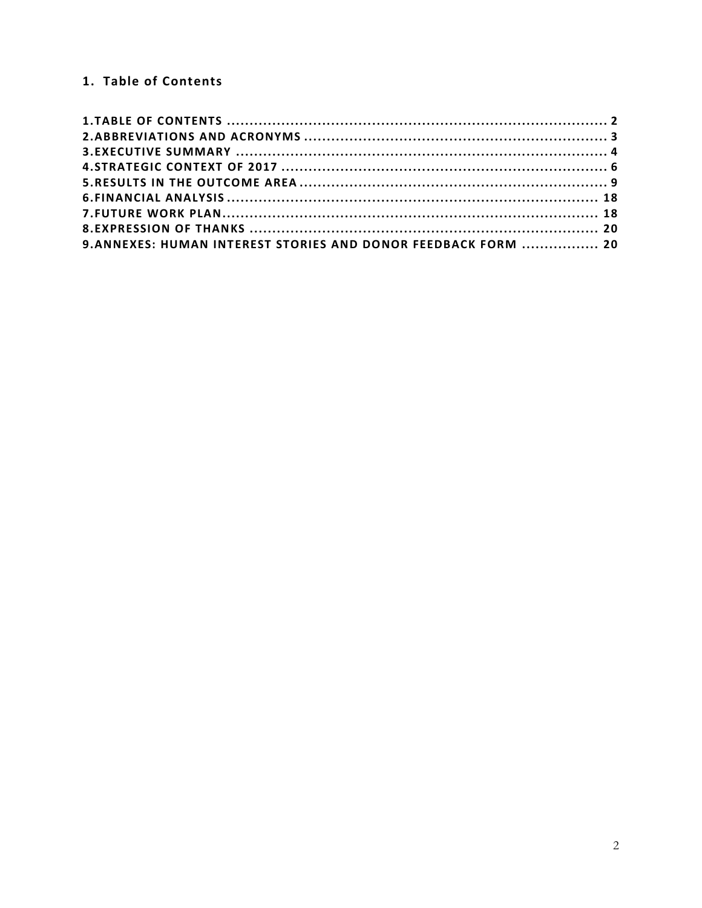## 1. Table of Contents

1.TABLE OF CONTENTS .................................................................................... 2
2.ABBREVIATIONS AND ACRONYMS .................................................................. 3
3.EXECUTIVE SUMMARY .................................................................................. 4
4.STRATEGIC CONTEXT OF 2017 ........................................................................ 6
5.RESULTS IN THE OUTCOME AREA .................................................................... 9
6.FINANCIAL ANALYSIS .................................................................................. 18
7.FUTURE WORK PLAN.................................................................................... 18
8.EXPRESSION OF THANKS ............................................................................ 20
9.ANNEXES: HUMAN INTEREST STORIES AND DONOR FEEDBACK FORM ................ 20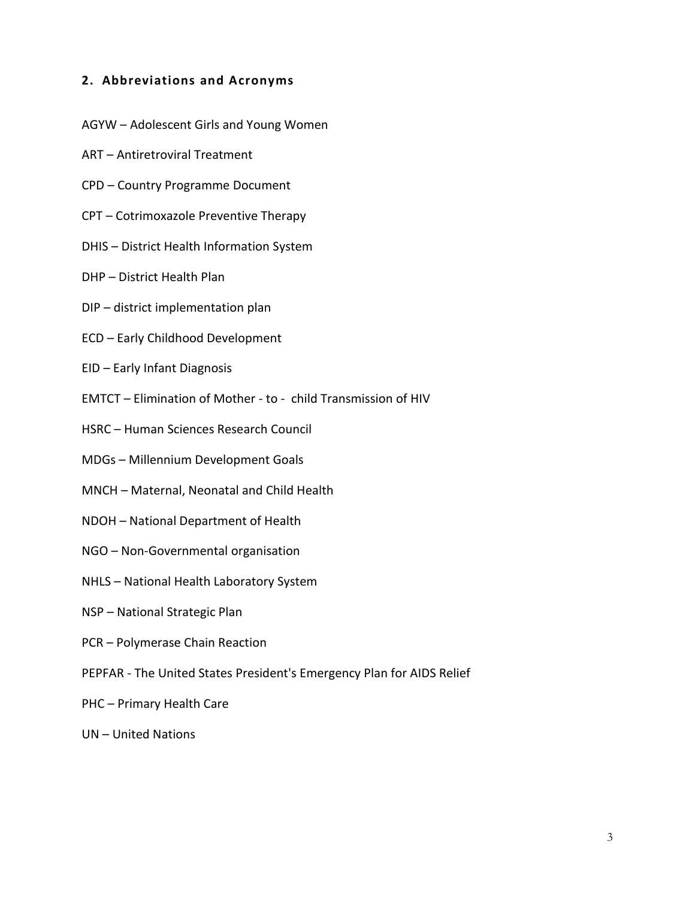## 2. Abbreviations and Acronyms

AGYW – Adolescent Girls and Young Women

ART – Antiretroviral Treatment

CPD – Country Programme Document

CPT – Cotrimoxazole Preventive Therapy

DHIS – District Health Information System

DHP – District Health Plan

DIP – district implementation plan

ECD – Early Childhood Development

EID – Early Infant Diagnosis

EMTCT – Elimination of Mother - to - child Transmission of HIV

HSRC – Human Sciences Research Council

MDGs – Millennium Development Goals

MNCH – Maternal, Neonatal and Child Health

NDOH – National Department of Health

NGO – Non-Governmental organisation

NHLS – National Health Laboratory System

NSP – National Strategic Plan

PCR – Polymerase Chain Reaction

PEPFAR - The United States President's Emergency Plan for AIDS Relief

PHC – Primary Health Care

UN – United Nations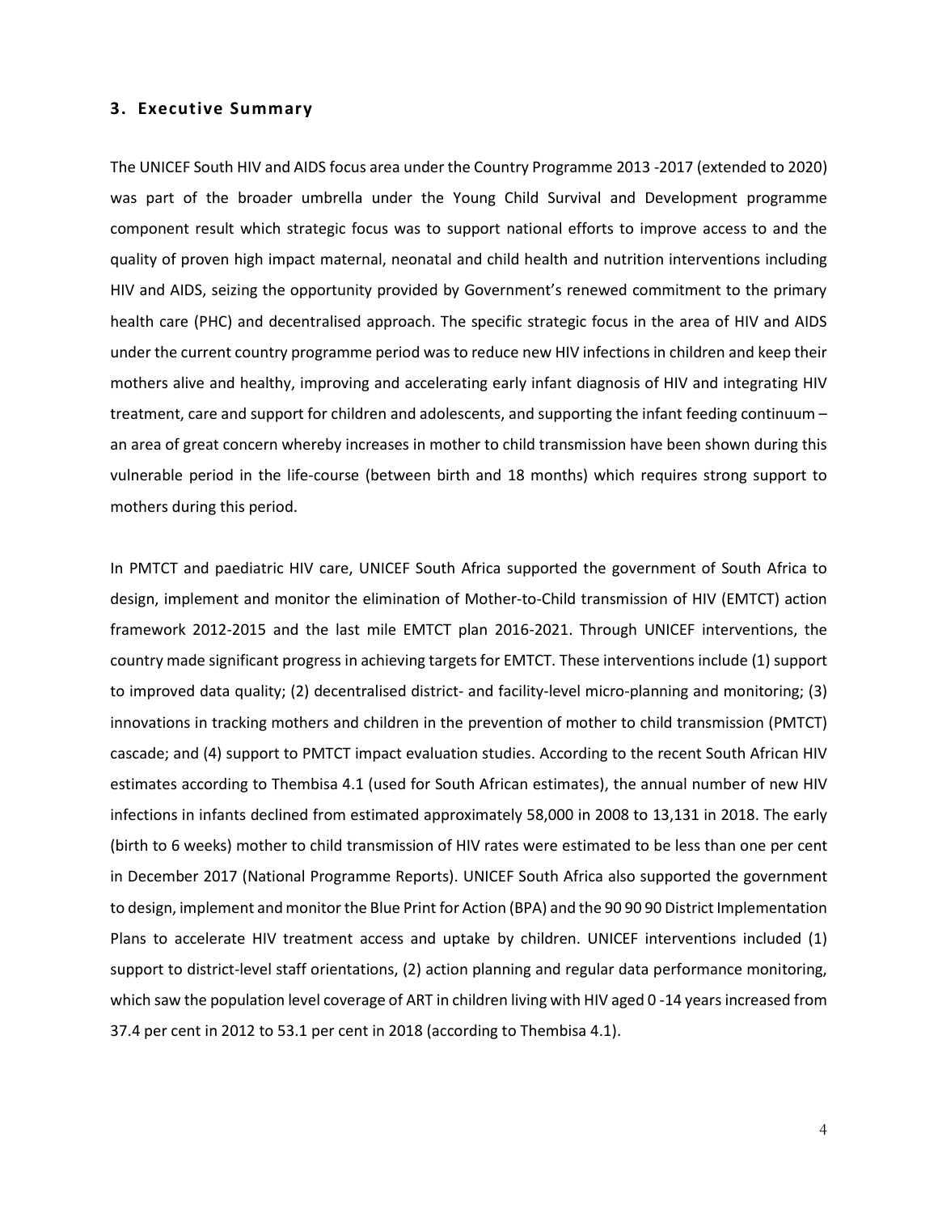## 3. Executive Summary

The UNICEF South HIV and AIDS focus area under the Country Programme 2013 -2017 (extended to 2020) was part of the broader umbrella under the Young Child Survival and Development programme component result which strategic focus was to support national efforts to improve access to and the quality of proven high impact maternal, neonatal and child health and nutrition interventions including HIV and AIDS, seizing the opportunity provided by Government's renewed commitment to the primary health care (PHC) and decentralised approach. The specific strategic focus in the area of HIV and AIDS under the current country programme period was to reduce new HIV infections in children and keep their mothers alive and healthy, improving and accelerating early infant diagnosis of HIV and integrating HIV treatment, care and support for children and adolescents, and supporting the infant feeding continuum – an area of great concern whereby increases in mother to child transmission have been shown during this vulnerable period in the life-course (between birth and 18 months) which requires strong support to mothers during this period.

In PMTCT and paediatric HIV care, UNICEF South Africa supported the government of South Africa to design, implement and monitor the elimination of Mother-to-Child transmission of HIV (EMTCT) action framework 2012-2015 and the last mile EMTCT plan 2016-2021. Through UNICEF interventions, the country made significant progress in achieving targets for EMTCT. These interventions include (1) support to improved data quality; (2) decentralised district- and facility-level micro-planning and monitoring; (3) innovations in tracking mothers and children in the prevention of mother to child transmission (PMTCT) cascade; and (4) support to PMTCT impact evaluation studies. According to the recent South African HIV estimates according to Thembisa 4.1 (used for South African estimates), the annual number of new HIV infections in infants declined from estimated approximately 58,000 in 2008 to 13,131 in 2018. The early (birth to 6 weeks) mother to child transmission of HIV rates were estimated to be less than one per cent in December 2017 (National Programme Reports). UNICEF South Africa also supported the government to design, implement and monitor the Blue Print for Action (BPA) and the 90 90 90 District Implementation Plans to accelerate HIV treatment access and uptake by children. UNICEF interventions included (1) support to district-level staff orientations, (2) action planning and regular data performance monitoring, which saw the population level coverage of ART in children living with HIV aged 0 -14 years increased from 37.4 per cent in 2012 to 53.1 per cent in 2018 (according to Thembisa 4.1).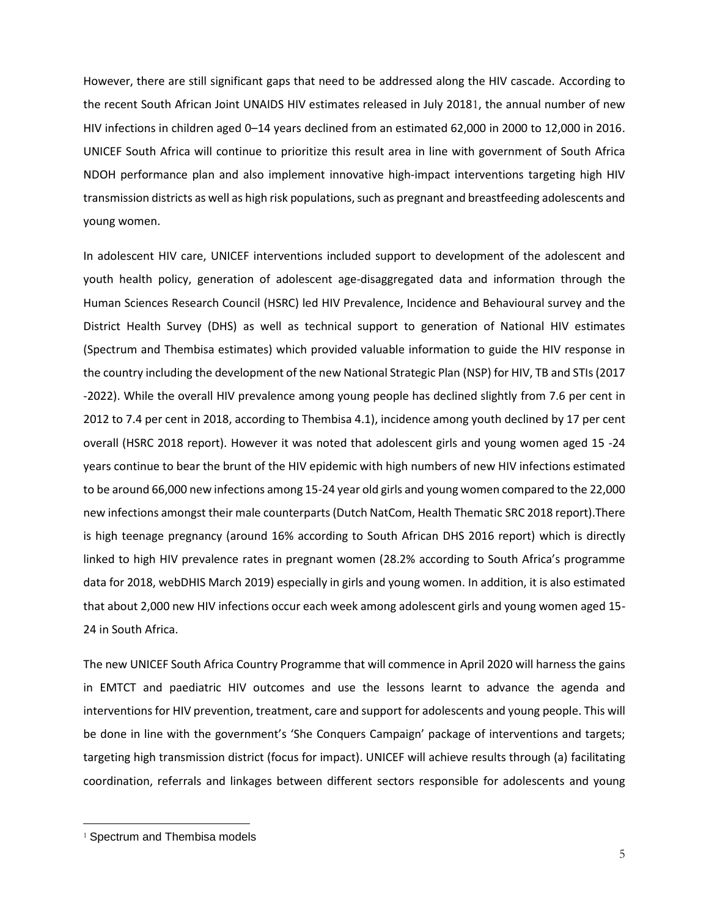However, there are still significant gaps that need to be addressed along the HIV cascade. According to the recent South African Joint UNAIDS HIV estimates released in July 2018[1], the annual number of new HIV infections in children aged 0–14 years declined from an estimated 62,000 in 2000 to 12,000 in 2016. UNICEF South Africa will continue to prioritize this result area in line with government of South Africa NDOH performance plan and also implement innovative high-impact interventions targeting high HIV transmission districts as well as high risk populations, such as pregnant and breastfeeding adolescents and young women.

In adolescent HIV care, UNICEF interventions included support to development of the adolescent and youth health policy, generation of adolescent age-disaggregated data and information through the Human Sciences Research Council (HSRC) led HIV Prevalence, Incidence and Behavioural survey and the District Health Survey (DHS) as well as technical support to generation of National HIV estimates (Spectrum and Thembisa estimates) which provided valuable information to guide the HIV response in the country including the development of the new National Strategic Plan (NSP) for HIV, TB and STIs (2017 -2022). While the overall HIV prevalence among young people has declined slightly from 7.6 per cent in 2012 to 7.4 per cent in 2018, according to Thembisa 4.1), incidence among youth declined by 17 per cent overall (HSRC 2018 report). However it was noted that adolescent girls and young women aged 15 -24 years continue to bear the brunt of the HIV epidemic with high numbers of new HIV infections estimated to be around 66,000 new infections among 15-24 year old girls and young women compared to the 22,000 new infections amongst their male counterparts (Dutch NatCom, Health Thematic SRC 2018 report).There is high teenage pregnancy (around 16% according to South African DHS 2016 report) which is directly linked to high HIV prevalence rates in pregnant women (28.2% according to South Africa's programme data for 2018, webDHIS March 2019) especially in girls and young women. In addition, it is also estimated that about 2,000 new HIV infections occur each week among adolescent girls and young women aged 15-24 in South Africa.

The new UNICEF South Africa Country Programme that will commence in April 2020 will harness the gains in EMTCT and paediatric HIV outcomes and use the lessons learnt to advance the agenda and interventions for HIV prevention, treatment, care and support for adolescents and young people. This will be done in line with the government's 'She Conquers Campaign' package of interventions and targets; targeting high transmission district (focus for impact). UNICEF will achieve results through (a) facilitating coordination, referrals and linkages between different sectors responsible for adolescents and young

[1] Spectrum and Thembisa models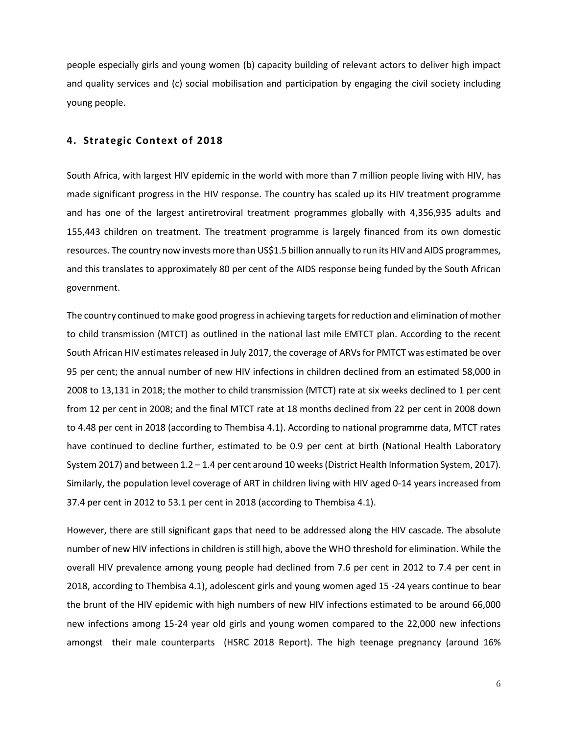people especially girls and young women (b) capacity building of relevant actors to deliver high impact and quality services and (c) social mobilisation and participation by engaging the civil society including young people.

## 4. Strategic Context of 2018

South Africa, with largest HIV epidemic in the world with more than 7 million people living with HIV, has made significant progress in the HIV response. The country has scaled up its HIV treatment programme and has one of the largest antiretroviral treatment programmes globally with 4,356,935 adults and 155,443 children on treatment. The treatment programme is largely financed from its own domestic resources. The country now invests more than US$1.5 billion annually to run its HIV and AIDS programmes, and this translates to approximately 80 per cent of the AIDS response being funded by the South African government.

The country continued to make good progress in achieving targets for reduction and elimination of mother to child transmission (MTCT) as outlined in the national last mile EMTCT plan. According to the recent South African HIV estimates released in July 2017, the coverage of ARVs for PMTCT was estimated be over 95 per cent; the annual number of new HIV infections in children declined from an estimated 58,000 in 2008 to 13,131 in 2018; the mother to child transmission (MTCT) rate at six weeks declined to 1 per cent from 12 per cent in 2008; and the final MTCT rate at 18 months declined from 22 per cent in 2008 down to 4.48 per cent in 2018 (according to Thembisa 4.1). According to national programme data, MTCT rates have continued to decline further, estimated to be 0.9 per cent at birth (National Health Laboratory System 2017) and between 1.2 – 1.4 per cent around 10 weeks (District Health Information System, 2017). Similarly, the population level coverage of ART in children living with HIV aged 0-14 years increased from 37.4 per cent in 2012 to 53.1 per cent in 2018 (according to Thembisa 4.1).

However, there are still significant gaps that need to be addressed along the HIV cascade. The absolute number of new HIV infections in children is still high, above the WHO threshold for elimination. While the overall HIV prevalence among young people had declined from 7.6 per cent in 2012 to 7.4 per cent in 2018, according to Thembisa 4.1), adolescent girls and young women aged 15 -24 years continue to bear the brunt of the HIV epidemic with high numbers of new HIV infections estimated to be around 66,000 new infections among 15-24 year old girls and young women compared to the 22,000 new infections amongst their male counterparts (HSRC 2018 Report). The high teenage pregnancy (around 16%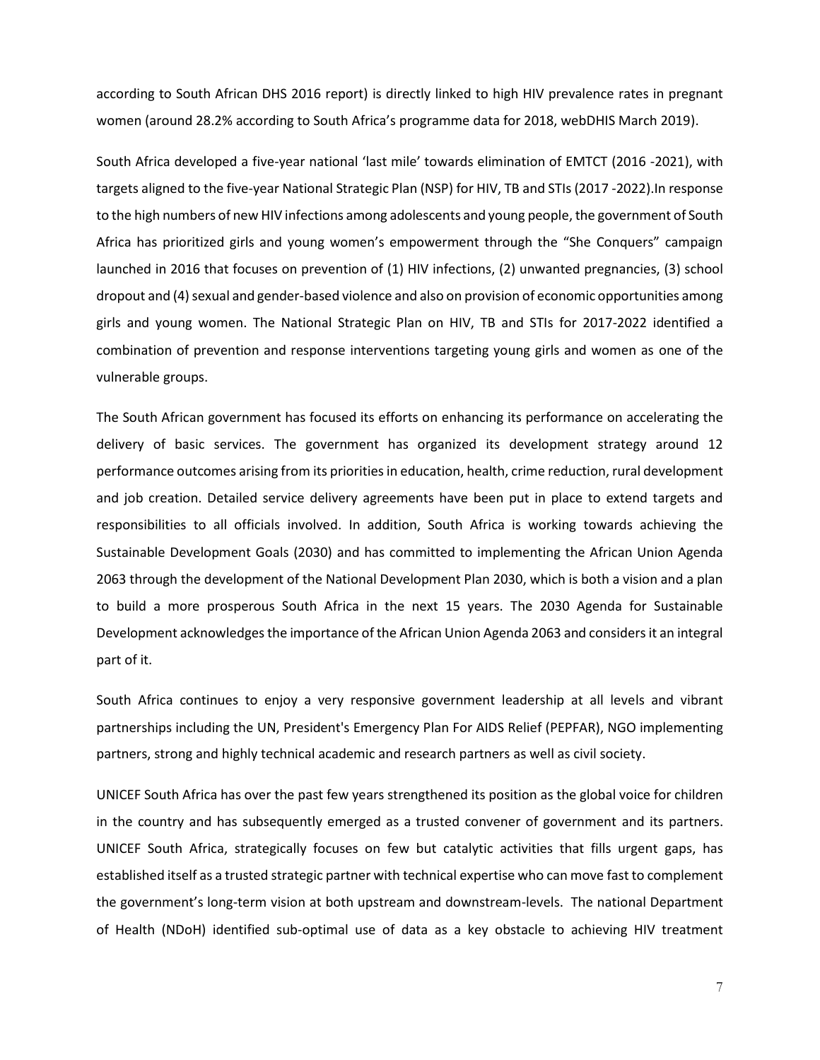according to South African DHS 2016 report) is directly linked to high HIV prevalence rates in pregnant women (around 28.2% according to South Africa's programme data for 2018, webDHIS March 2019).

South Africa developed a five-year national 'last mile' towards elimination of EMTCT (2016 -2021), with targets aligned to the five-year National Strategic Plan (NSP) for HIV, TB and STIs (2017 -2022).In response to the high numbers of new HIV infections among adolescents and young people, the government of South Africa has prioritized girls and young women's empowerment through the "She Conquers" campaign launched in 2016 that focuses on prevention of (1) HIV infections, (2) unwanted pregnancies, (3) school dropout and (4) sexual and gender-based violence and also on provision of economic opportunities among girls and young women. The National Strategic Plan on HIV, TB and STIs for 2017-2022 identified a combination of prevention and response interventions targeting young girls and women as one of the vulnerable groups.

The South African government has focused its efforts on enhancing its performance on accelerating the delivery of basic services. The government has organized its development strategy around 12 performance outcomes arising from its priorities in education, health, crime reduction, rural development and job creation. Detailed service delivery agreements have been put in place to extend targets and responsibilities to all officials involved. In addition, South Africa is working towards achieving the Sustainable Development Goals (2030) and has committed to implementing the African Union Agenda 2063 through the development of the National Development Plan 2030, which is both a vision and a plan to build a more prosperous South Africa in the next 15 years. The 2030 Agenda for Sustainable Development acknowledges the importance of the African Union Agenda 2063 and considers it an integral part of it.

South Africa continues to enjoy a very responsive government leadership at all levels and vibrant partnerships including the UN, President's Emergency Plan For AIDS Relief (PEPFAR), NGO implementing partners, strong and highly technical academic and research partners as well as civil society.

UNICEF South Africa has over the past few years strengthened its position as the global voice for children in the country and has subsequently emerged as a trusted convener of government and its partners. UNICEF South Africa, strategically focuses on few but catalytic activities that fills urgent gaps, has established itself as a trusted strategic partner with technical expertise who can move fast to complement the government's long-term vision at both upstream and downstream-levels. The national Department of Health (NDoH) identified sub-optimal use of data as a key obstacle to achieving HIV treatment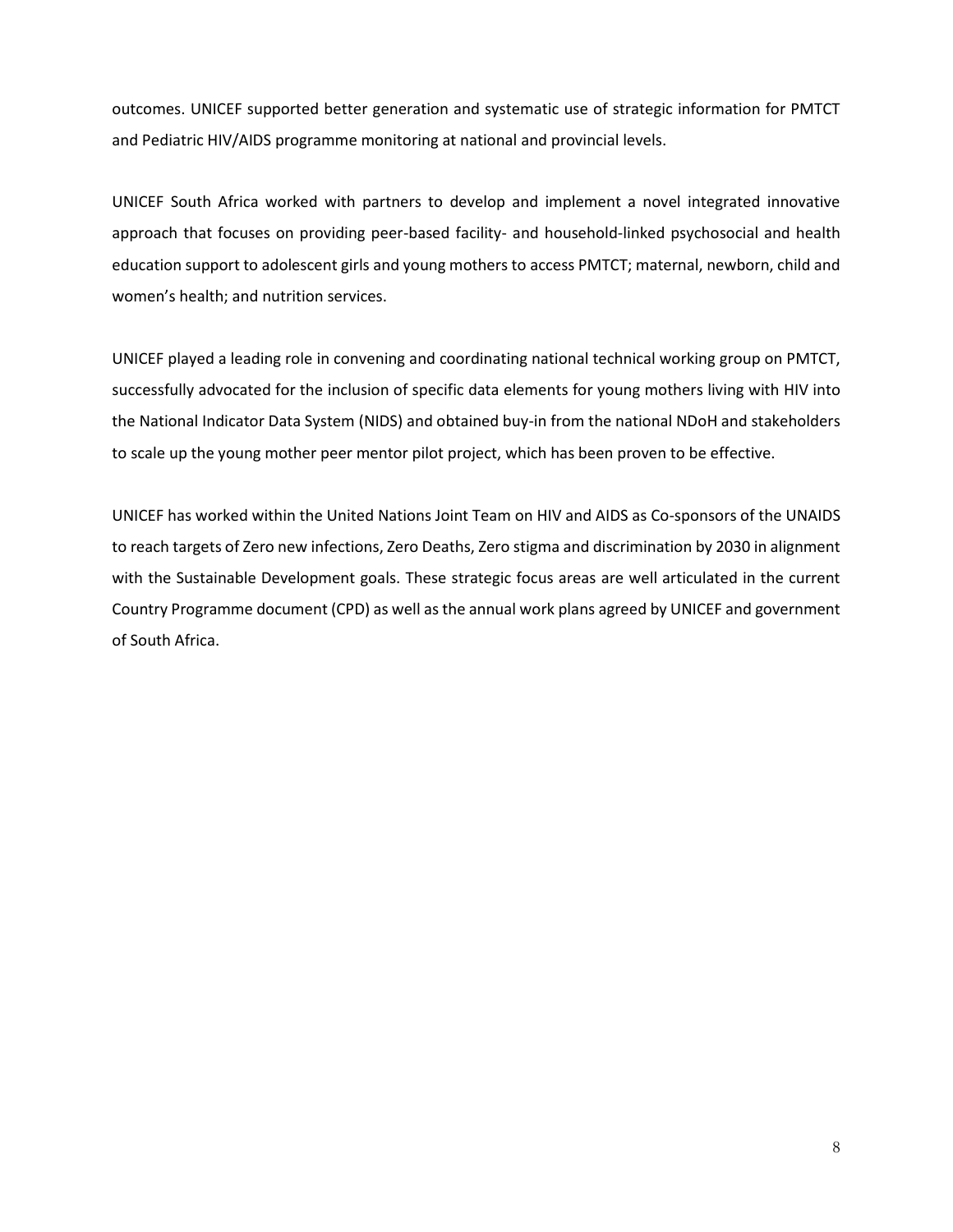outcomes. UNICEF supported better generation and systematic use of strategic information for PMTCT and Pediatric HIV/AIDS programme monitoring at national and provincial levels.

UNICEF South Africa worked with partners to develop and implement a novel integrated innovative approach that focuses on providing peer-based facility- and household-linked psychosocial and health education support to adolescent girls and young mothers to access PMTCT; maternal, newborn, child and women's health; and nutrition services.

UNICEF played a leading role in convening and coordinating national technical working group on PMTCT, successfully advocated for the inclusion of specific data elements for young mothers living with HIV into the National Indicator Data System (NIDS) and obtained buy-in from the national NDoH and stakeholders to scale up the young mother peer mentor pilot project, which has been proven to be effective.

UNICEF has worked within the United Nations Joint Team on HIV and AIDS as Co-sponsors of the UNAIDS to reach targets of Zero new infections, Zero Deaths, Zero stigma and discrimination by 2030 in alignment with the Sustainable Development goals. These strategic focus areas are well articulated in the current Country Programme document (CPD) as well as the annual work plans agreed by UNICEF and government of South Africa.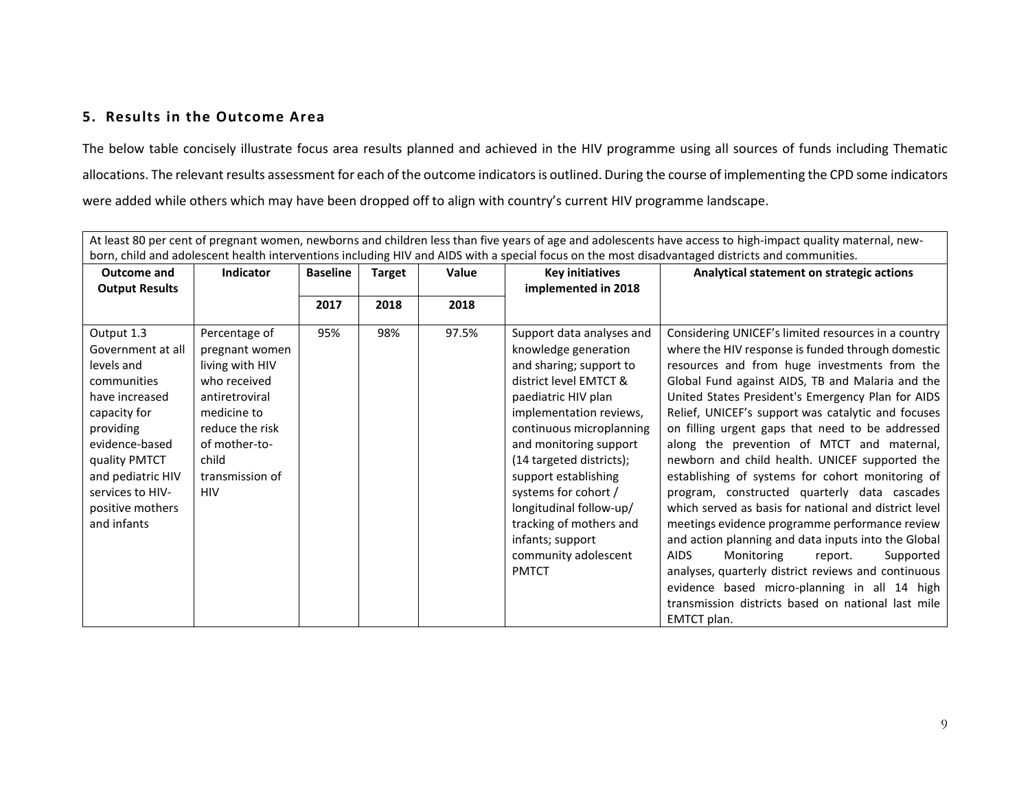## 5. Results in the Outcome Area

The below table concisely illustrate focus area results planned and achieved in the HIV programme using all sources of funds including Thematic allocations. The relevant results assessment for each of the outcome indicators is outlined. During the course of implementing the CPD some indicators were added while others which may have been dropped off to align with country's current HIV programme landscape.

| At least 80 per cent of pregnant women, newborns and children less than five years of age and adolescents have access to high-impact quality maternal, new-born, child and adolescent health interventions including HIV and AIDS with a special focus on the most disadvantaged districts and communities. | | | | | | |
|---|---|---|---|---|---|---|
| **Outcome and Output Results** | **Indicator** | **Baseline** | **Target** | **Value** | **Key initiatives implemented in 2018** | **Analytical statement on strategic actions** |
| | | **2017** | **2018** | **2018** | | |
| Output 1.3 Government at all levels and communities have increased capacity for providing evidence-based quality PMTCT and pediatric HIV services to HIV-positive mothers and infants | Percentage of pregnant women living with HIV who received antiretroviral medicine to reduce the risk of mother-to-child transmission of HIV | 95% | 98% | 97.5% | Support data analyses and knowledge generation and sharing; support to district level EMTCT & paediatric HIV plan implementation reviews, continuous microplanning and monitoring support (14 targeted districts); support establishing systems for cohort / longitudinal follow-up/ tracking of mothers and infants; support community adolescent PMTCT | Considering UNICEF's limited resources in a country where the HIV response is funded through domestic resources and from huge investments from the Global Fund against AIDS, TB and Malaria and the United States President's Emergency Plan for AIDS Relief, UNICEF's support was catalytic and focuses on filling urgent gaps that need to be addressed along the prevention of MTCT and maternal, newborn and child health. UNICEF supported the establishing of systems for cohort monitoring of program, constructed quarterly data cascades which served as basis for national and district level meetings evidence programme performance review and action planning and data inputs into the Global AIDS Monitoring report. Supported analyses, quarterly district reviews and continuous evidence based micro-planning in all 14 high transmission districts based on national last mile EMTCT plan. |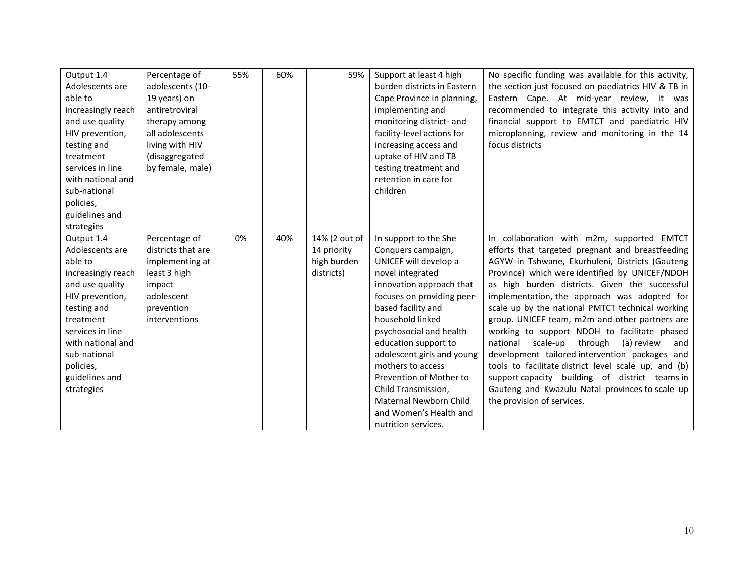| Output 1.4 Adolescents are able to increasingly reach and use quality HIV prevention, testing and treatment services in line with national and sub-national policies, guidelines and strategies | Percentage of adolescents (10-19 years) on antiretroviral therapy among all adolescents living with HIV (disaggregated by female, male) | 55% | 60% | 59% | Support at least 4 high burden districts in Eastern Cape Province in planning, implementing and monitoring district- and facility-level actions for increasing access and uptake of HIV and TB testing treatment and retention in care for children | No specific funding was available for this activity, the section just focused on paediatrics HIV & TB in Eastern Cape. At mid-year review, it was recommended to integrate this activity into and financial support to EMTCT and paediatric HIV microplanning, review and monitoring in the 14 focus districts |
|---|---|---|---|---|---|---|
| Output 1.4 Adolescents are able to increasingly reach and use quality HIV prevention, testing and treatment services in line with national and sub-national policies, guidelines and strategies | Percentage of districts that are implementing at least 3 high impact adolescent prevention interventions | 0% | 40% | 14% (2 out of 14 priority high burden districts) | In support to the She Conquers campaign, UNICEF will develop a novel integrated innovation approach that focuses on providing peer-based facility and household linked psychosocial and health education support to adolescent girls and young mothers to access Prevention of Mother to Child Transmission, Maternal Newborn Child and Women's Health and nutrition services. | In collaboration with m2m, supported EMTCT efforts that targeted pregnant and breastfeeding AGYW in Tshwane, Ekurhuleni, Districts (Gauteng Province) which were identified by UNICEF/NDOH as high burden districts. Given the successful implementation, the approach was adopted for scale up by the national PMTCT technical working group. UNICEF team, m2m and other partners are working to support NDOH to facilitate phased national scale-up through (a) review and development tailored intervention packages and tools to facilitate district level scale up, and (b) support capacity building of district teams in Gauteng and Kwazulu Natal provinces to scale up the provision of services. |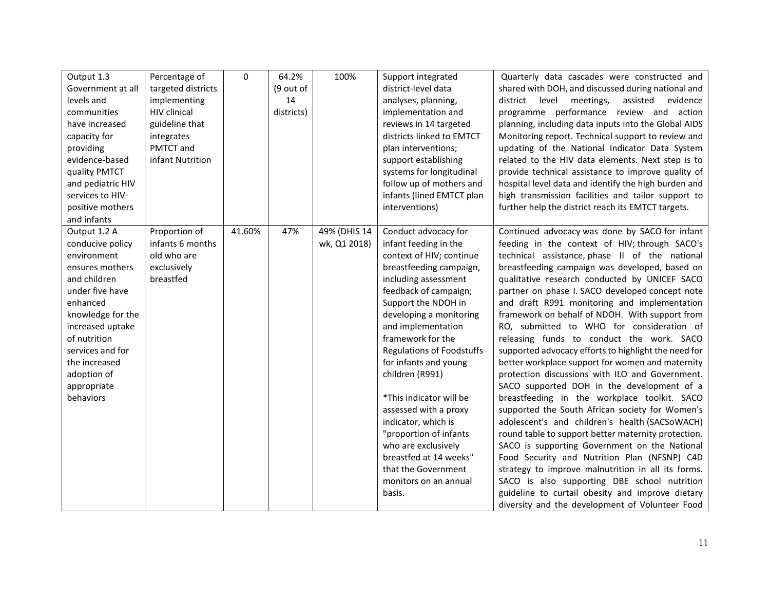| Output 1.3 Government at all levels and communities have increased capacity for providing evidence-based quality PMTCT and pediatric HIV services to HIV-positive mothers and infants | Percentage of targeted districts implementing HIV clinical guideline that integrates PMTCT and infant Nutrition | 0 | 64.2% (9 out of 14 districts) | 100% | Support integrated district-level data analyses, planning, implementation and reviews in 14 targeted districts linked to EMTCT plan interventions; support establishing systems for longitudinal follow up of mothers and infants (lined EMTCT plan interventions) | Quarterly data cascades were constructed and shared with DOH, and discussed during national and district level meetings, assisted evidence programme performance review and action planning, including data inputs into the Global AIDS Monitoring report. Technical support to review and updating of the National Indicator Data System related to the HIV data elements. Next step is to provide technical assistance to improve quality of hospital level data and identify the high burden and high transmission facilities and tailor support to further help the district reach its EMTCT targets. |
|---|---|---|---|---|---|---|
| Output 1.2 A conducive policy environment ensures mothers and children under five have enhanced knowledge for the increased uptake of nutrition services and for the increased adoption of appropriate behaviors | Proportion of infants 6 months old who are exclusively breastfed | 41.60% | 47% | 49% (DHIS 14 wk, Q1 2018) | Conduct advocacy for infant feeding in the context of HIV; continue breastfeeding campaign, including assessment feedback of campaign; Support the NDOH in developing a monitoring and implementation framework for the Regulations of Foodstuffs for infants and young children (R991)<br><br>*This indicator will be assessed with a proxy indicator, which is "proportion of infants who are exclusively breastfed at 14 weeks" that the Government monitors on an annual basis. | Continued advocacy was done by SACO for infant feeding in the context of HIV; through SACO's technical assistance, phase II of the national breastfeeding campaign was developed, based on qualitative research conducted by UNICEF SACO partner on phase I. SACO developed concept note and draft R991 monitoring and implementation framework on behalf of NDOH. With support from RO, submitted to WHO for consideration of releasing funds to conduct the work. SACO supported advocacy efforts to highlight the need for better workplace support for women and maternity protection discussions with ILO and Government. SACO supported DOH in the development of a breastfeeding in the workplace toolkit. SACO supported the South African society for Women's adolescent's and children's health (SACSoWACH) round table to support better maternity protection. SACO is supporting Government on the National Food Security and Nutrition Plan (NFSNP) C4D strategy to improve malnutrition in all its forms. SACO is also supporting DBE school nutrition guideline to curtail obesity and improve dietary diversity and the development of Volunteer Food |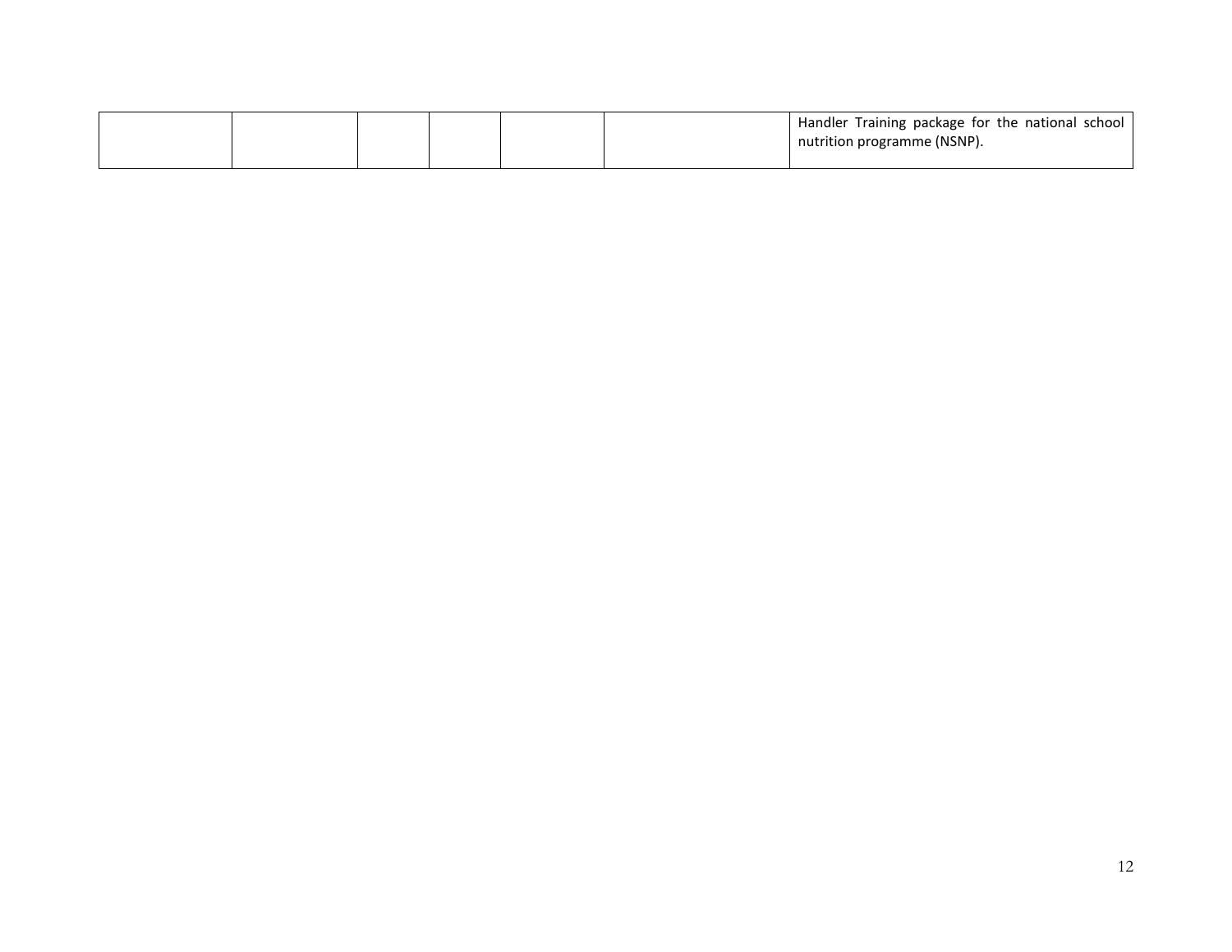| | | | | | | |
|---|---|---|---|---|---|---|
| | | | | | | Handler Training package for the national school nutrition programme (NSNP). |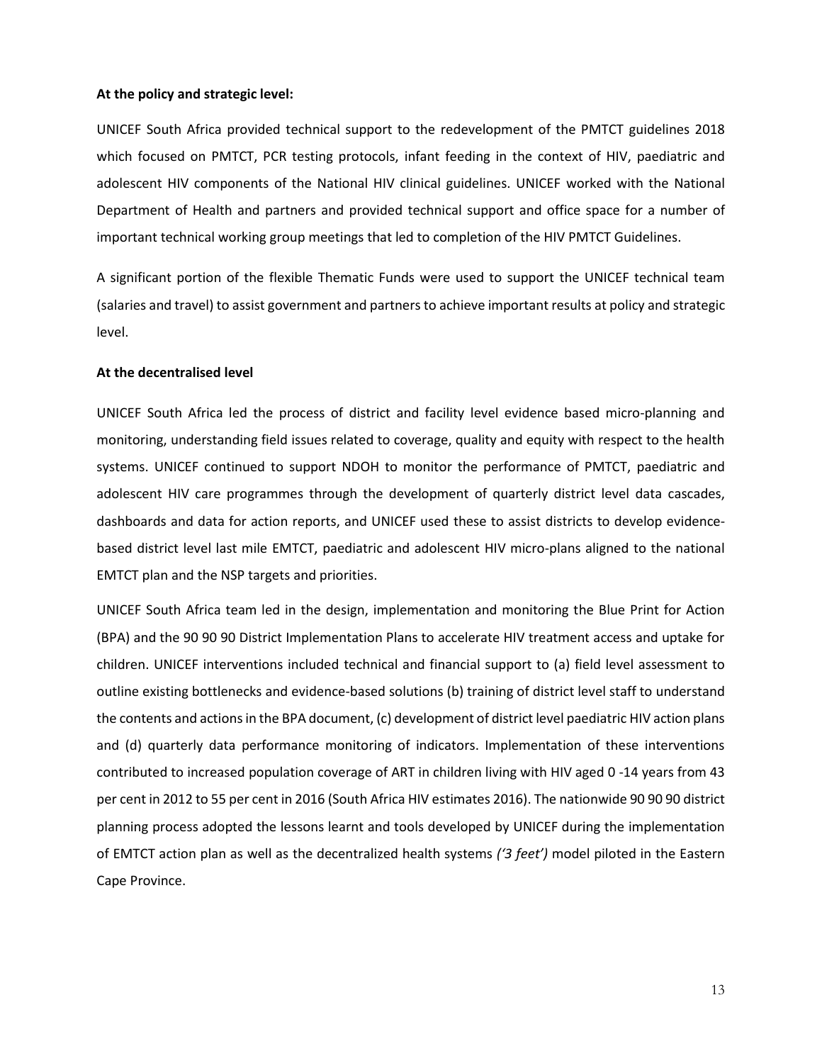**At the policy and strategic level:**

UNICEF South Africa provided technical support to the redevelopment of the PMTCT guidelines 2018 which focused on PMTCT, PCR testing protocols, infant feeding in the context of HIV, paediatric and adolescent HIV components of the National HIV clinical guidelines. UNICEF worked with the National Department of Health and partners and provided technical support and office space for a number of important technical working group meetings that led to completion of the HIV PMTCT Guidelines.

A significant portion of the flexible Thematic Funds were used to support the UNICEF technical team (salaries and travel) to assist government and partners to achieve important results at policy and strategic level.

**At the decentralised level**

UNICEF South Africa led the process of district and facility level evidence based micro-planning and monitoring, understanding field issues related to coverage, quality and equity with respect to the health systems. UNICEF continued to support NDOH to monitor the performance of PMTCT, paediatric and adolescent HIV care programmes through the development of quarterly district level data cascades, dashboards and data for action reports, and UNICEF used these to assist districts to develop evidence-based district level last mile EMTCT, paediatric and adolescent HIV micro-plans aligned to the national EMTCT plan and the NSP targets and priorities.

UNICEF South Africa team led in the design, implementation and monitoring the Blue Print for Action (BPA) and the 90 90 90 District Implementation Plans to accelerate HIV treatment access and uptake for children. UNICEF interventions included technical and financial support to (a) field level assessment to outline existing bottlenecks and evidence-based solutions (b) training of district level staff to understand the contents and actions in the BPA document, (c) development of district level paediatric HIV action plans and (d) quarterly data performance monitoring of indicators. Implementation of these interventions contributed to increased population coverage of ART in children living with HIV aged 0 -14 years from 43 per cent in 2012 to 55 per cent in 2016 (South Africa HIV estimates 2016). The nationwide 90 90 90 district planning process adopted the lessons learnt and tools developed by UNICEF during the implementation of EMTCT action plan as well as the decentralized health systems *('3 feet')* model piloted in the Eastern Cape Province.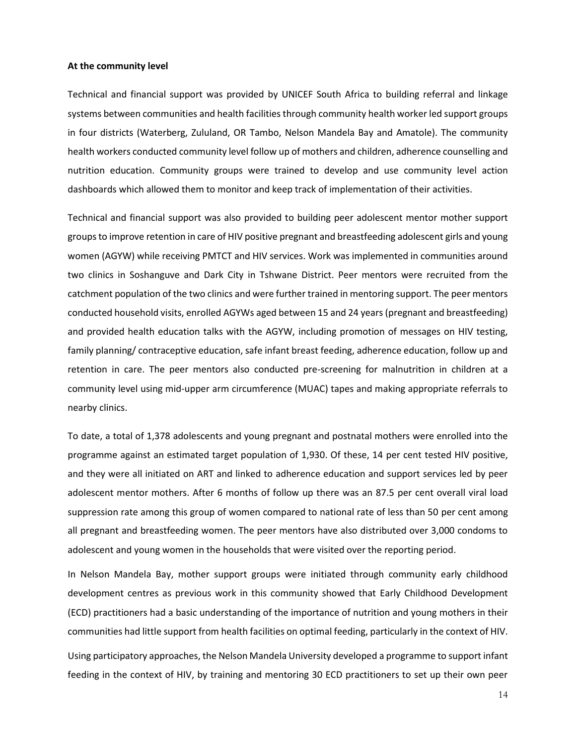**At the community level**

Technical and financial support was provided by UNICEF South Africa to building referral and linkage systems between communities and health facilities through community health worker led support groups in four districts (Waterberg, Zululand, OR Tambo, Nelson Mandela Bay and Amatole). The community health workers conducted community level follow up of mothers and children, adherence counselling and nutrition education. Community groups were trained to develop and use community level action dashboards which allowed them to monitor and keep track of implementation of their activities.

Technical and financial support was also provided to building peer adolescent mentor mother support groups to improve retention in care of HIV positive pregnant and breastfeeding adolescent girls and young women (AGYW) while receiving PMTCT and HIV services. Work was implemented in communities around two clinics in Soshanguve and Dark City in Tshwane District. Peer mentors were recruited from the catchment population of the two clinics and were further trained in mentoring support. The peer mentors conducted household visits, enrolled AGYWs aged between 15 and 24 years (pregnant and breastfeeding) and provided health education talks with the AGYW, including promotion of messages on HIV testing, family planning/ contraceptive education, safe infant breast feeding, adherence education, follow up and retention in care. The peer mentors also conducted pre-screening for malnutrition in children at a community level using mid-upper arm circumference (MUAC) tapes and making appropriate referrals to nearby clinics.

To date, a total of 1,378 adolescents and young pregnant and postnatal mothers were enrolled into the programme against an estimated target population of 1,930. Of these, 14 per cent tested HIV positive, and they were all initiated on ART and linked to adherence education and support services led by peer adolescent mentor mothers. After 6 months of follow up there was an 87.5 per cent overall viral load suppression rate among this group of women compared to national rate of less than 50 per cent among all pregnant and breastfeeding women. The peer mentors have also distributed over 3,000 condoms to adolescent and young women in the households that were visited over the reporting period.

In Nelson Mandela Bay, mother support groups were initiated through community early childhood development centres as previous work in this community showed that Early Childhood Development (ECD) practitioners had a basic understanding of the importance of nutrition and young mothers in their communities had little support from health facilities on optimal feeding, particularly in the context of HIV.

Using participatory approaches, the Nelson Mandela University developed a programme to support infant feeding in the context of HIV, by training and mentoring 30 ECD practitioners to set up their own peer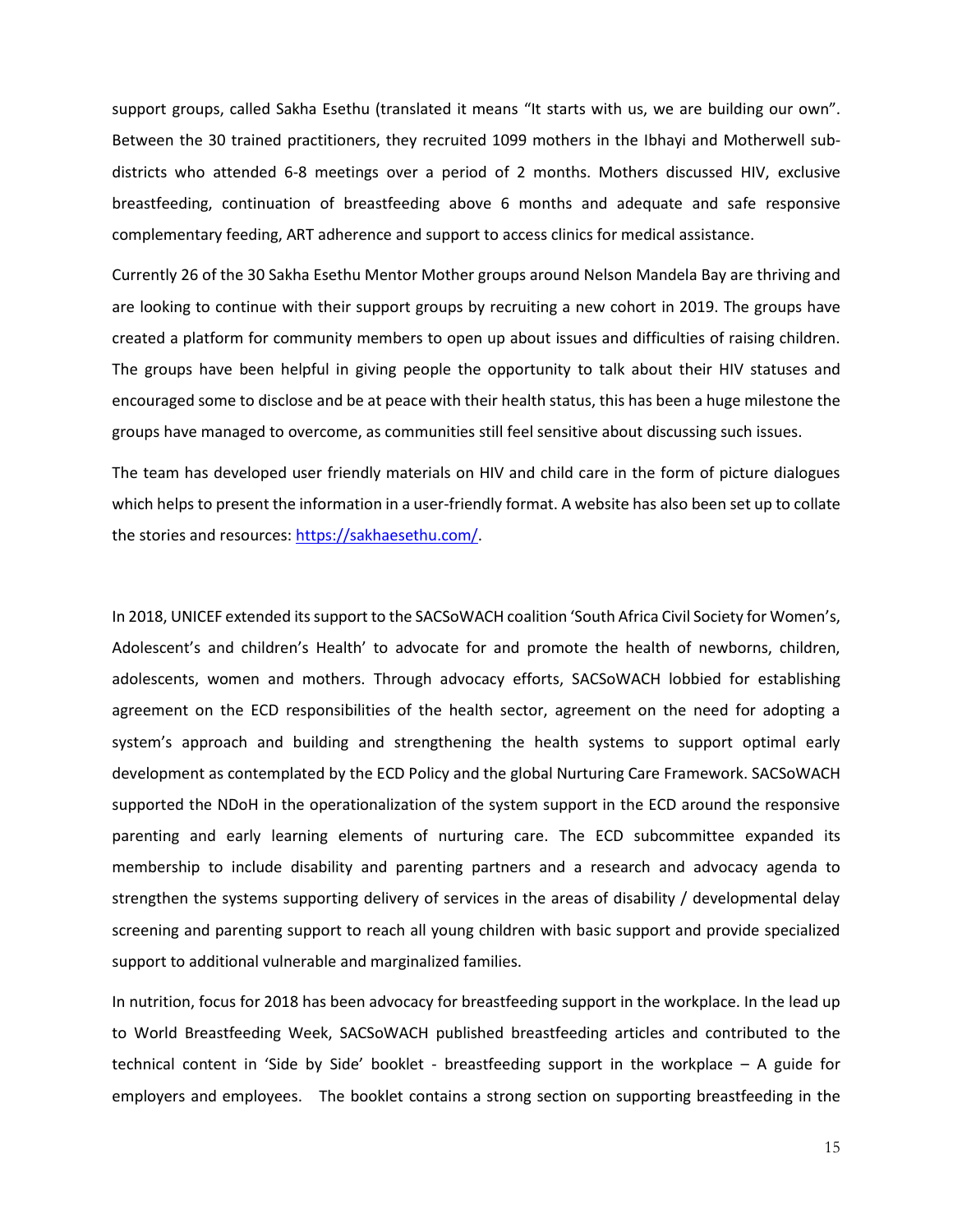support groups, called Sakha Esethu (translated it means “It starts with us, we are building our own”. Between the 30 trained practitioners, they recruited 1099 mothers in the Ibhayi and Motherwell sub-districts who attended 6-8 meetings over a period of 2 months. Mothers discussed HIV, exclusive breastfeeding, continuation of breastfeeding above 6 months and adequate and safe responsive complementary feeding, ART adherence and support to access clinics for medical assistance.

Currently 26 of the 30 Sakha Esethu Mentor Mother groups around Nelson Mandela Bay are thriving and are looking to continue with their support groups by recruiting a new cohort in 2019. The groups have created a platform for community members to open up about issues and difficulties of raising children. The groups have been helpful in giving people the opportunity to talk about their HIV statuses and encouraged some to disclose and be at peace with their health status, this has been a huge milestone the groups have managed to overcome, as communities still feel sensitive about discussing such issues.

The team has developed user friendly materials on HIV and child care in the form of picture dialogues which helps to present the information in a user-friendly format. A website has also been set up to collate the stories and resources: [https://sakhaesethu.com/](https://sakhaesethu.com/).

In 2018, UNICEF extended its support to the SACSoWACH coalition ‘South Africa Civil Society for Women’s, Adolescent’s and children’s Health’ to advocate for and promote the health of newborns, children, adolescents, women and mothers. Through advocacy efforts, SACSoWACH lobbied for establishing agreement on the ECD responsibilities of the health sector, agreement on the need for adopting a system’s approach and building and strengthening the health systems to support optimal early development as contemplated by the ECD Policy and the global Nurturing Care Framework. SACSoWACH supported the NDoH in the operationalization of the system support in the ECD around the responsive parenting and early learning elements of nurturing care. The ECD subcommittee expanded its membership to include disability and parenting partners and a research and advocacy agenda to strengthen the systems supporting delivery of services in the areas of disability / developmental delay screening and parenting support to reach all young children with basic support and provide specialized support to additional vulnerable and marginalized families.

In nutrition, focus for 2018 has been advocacy for breastfeeding support in the workplace. In the lead up to World Breastfeeding Week, SACSoWACH published breastfeeding articles and contributed to the technical content in ‘Side by Side’ booklet - breastfeeding support in the workplace – A guide for employers and employees. The booklet contains a strong section on supporting breastfeeding in the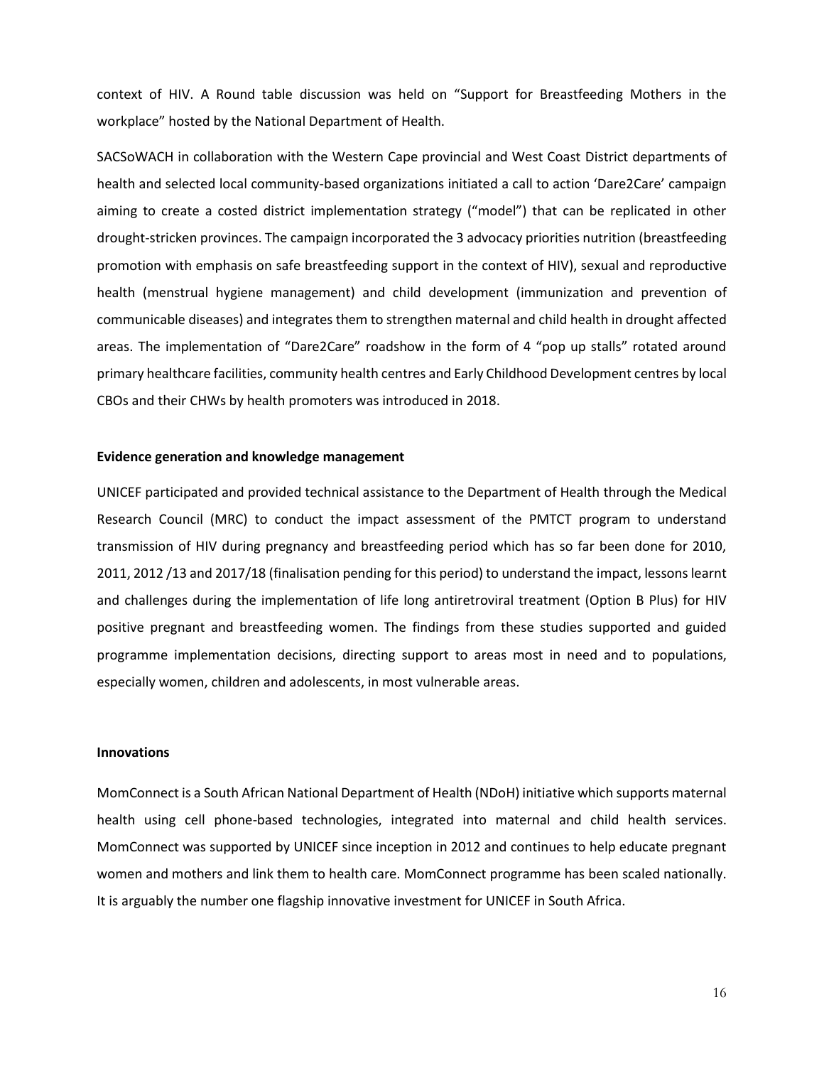context of HIV. A Round table discussion was held on "Support for Breastfeeding Mothers in the workplace" hosted by the National Department of Health.

SACSoWACH in collaboration with the Western Cape provincial and West Coast District departments of health and selected local community-based organizations initiated a call to action 'Dare2Care' campaign aiming to create a costed district implementation strategy ("model") that can be replicated in other drought-stricken provinces. The campaign incorporated the 3 advocacy priorities nutrition (breastfeeding promotion with emphasis on safe breastfeeding support in the context of HIV), sexual and reproductive health (menstrual hygiene management) and child development (immunization and prevention of communicable diseases) and integrates them to strengthen maternal and child health in drought affected areas. The implementation of "Dare2Care" roadshow in the form of 4 "pop up stalls" rotated around primary healthcare facilities, community health centres and Early Childhood Development centres by local CBOs and their CHWs by health promoters was introduced in 2018.

**Evidence generation and knowledge management**

UNICEF participated and provided technical assistance to the Department of Health through the Medical Research Council (MRC) to conduct the impact assessment of the PMTCT program to understand transmission of HIV during pregnancy and breastfeeding period which has so far been done for 2010, 2011, 2012 /13 and 2017/18 (finalisation pending for this period) to understand the impact, lessons learnt and challenges during the implementation of life long antiretroviral treatment (Option B Plus) for HIV positive pregnant and breastfeeding women. The findings from these studies supported and guided programme implementation decisions, directing support to areas most in need and to populations, especially women, children and adolescents, in most vulnerable areas.

**Innovations**

MomConnect is a South African National Department of Health (NDoH) initiative which supports maternal health using cell phone-based technologies, integrated into maternal and child health services. MomConnect was supported by UNICEF since inception in 2012 and continues to help educate pregnant women and mothers and link them to health care. MomConnect programme has been scaled nationally. It is arguably the number one flagship innovative investment for UNICEF in South Africa.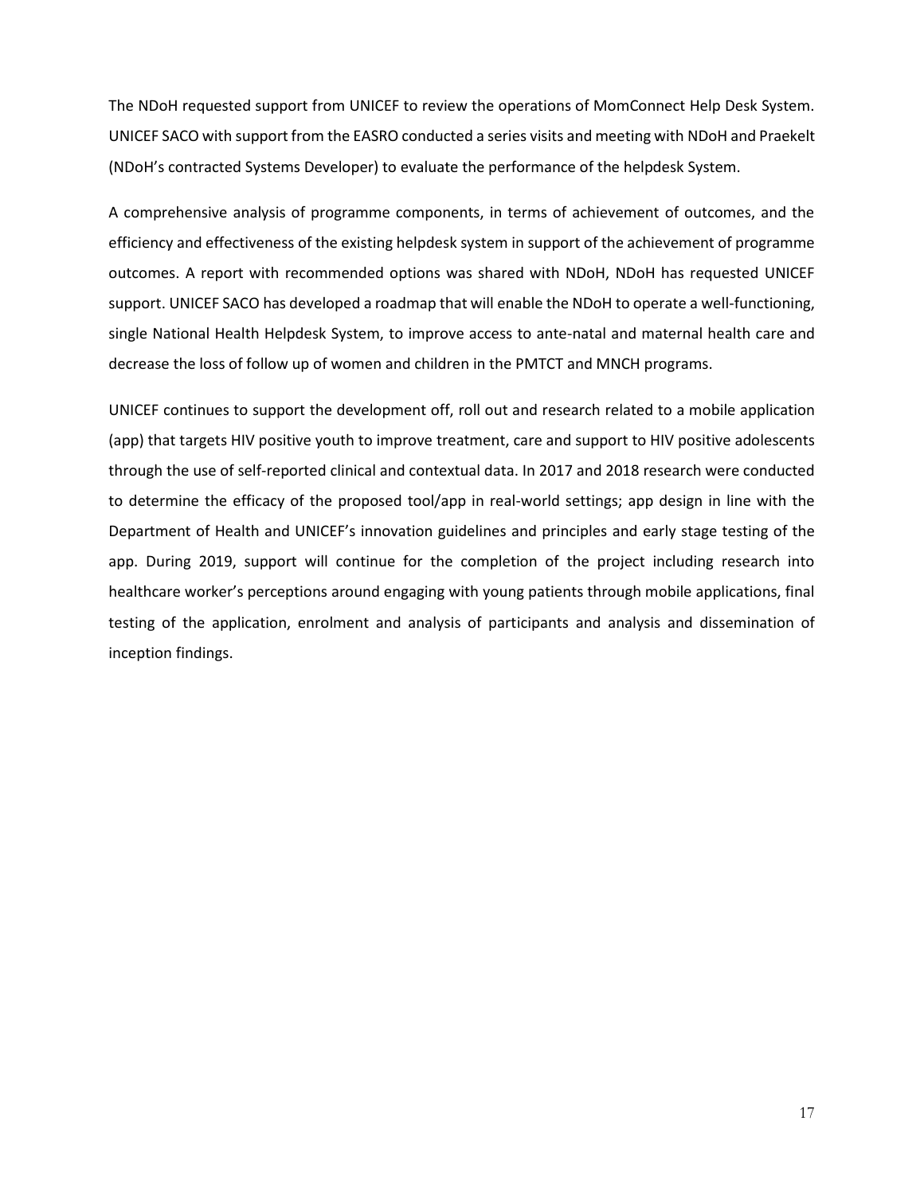The NDoH requested support from UNICEF to review the operations of MomConnect Help Desk System. UNICEF SACO with support from the EASRO conducted a series visits and meeting with NDoH and Praekelt (NDoH's contracted Systems Developer) to evaluate the performance of the helpdesk System.

A comprehensive analysis of programme components, in terms of achievement of outcomes, and the efficiency and effectiveness of the existing helpdesk system in support of the achievement of programme outcomes. A report with recommended options was shared with NDoH, NDoH has requested UNICEF support. UNICEF SACO has developed a roadmap that will enable the NDoH to operate a well-functioning, single National Health Helpdesk System, to improve access to ante-natal and maternal health care and decrease the loss of follow up of women and children in the PMTCT and MNCH programs.

UNICEF continues to support the development off, roll out and research related to a mobile application (app) that targets HIV positive youth to improve treatment, care and support to HIV positive adolescents through the use of self-reported clinical and contextual data. In 2017 and 2018 research were conducted to determine the efficacy of the proposed tool/app in real-world settings; app design in line with the Department of Health and UNICEF's innovation guidelines and principles and early stage testing of the app. During 2019, support will continue for the completion of the project including research into healthcare worker's perceptions around engaging with young patients through mobile applications, final testing of the application, enrolment and analysis of participants and analysis and dissemination of inception findings.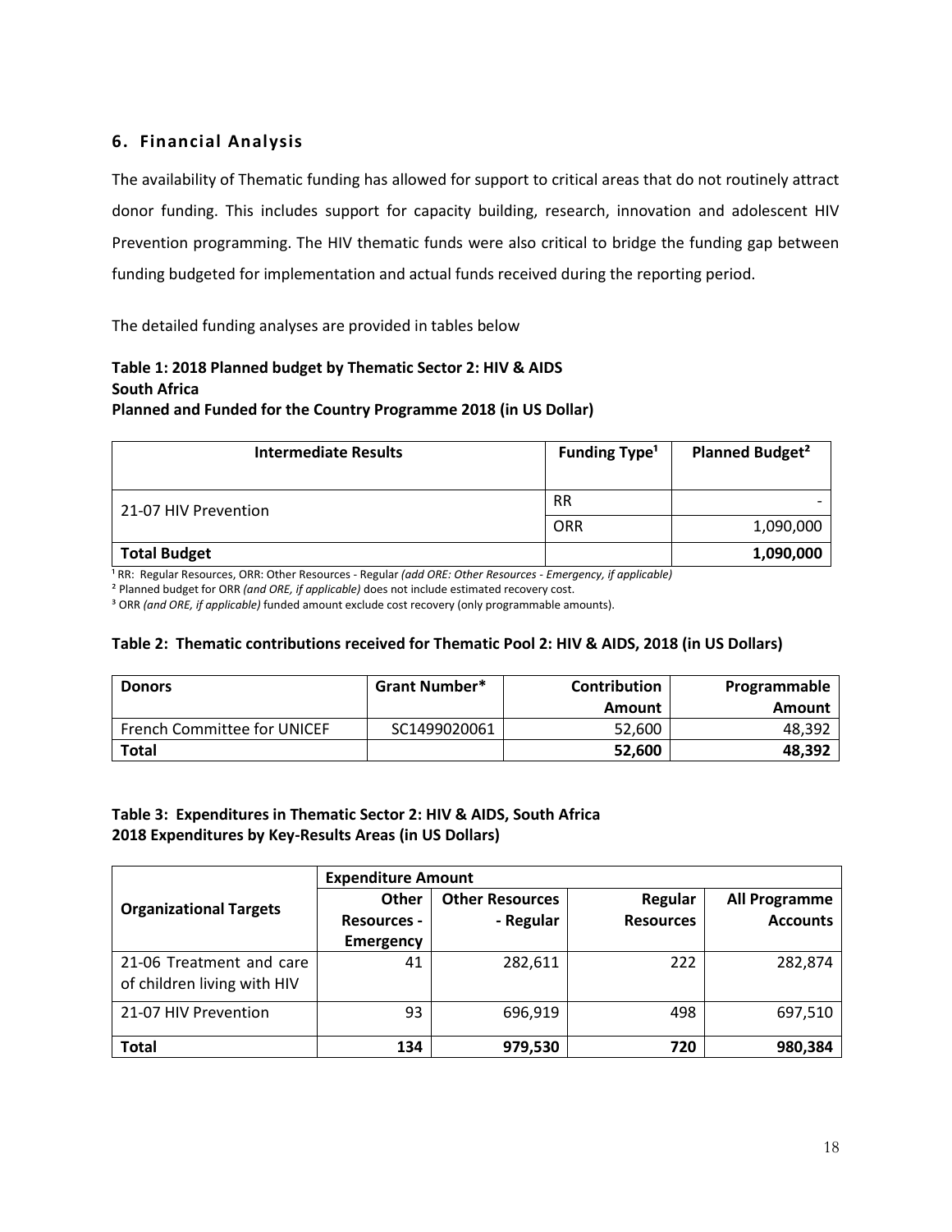## 6. Financial Analysis

The availability of Thematic funding has allowed for support to critical areas that do not routinely attract donor funding. This includes support for capacity building, research, innovation and adolescent HIV Prevention programming. The HIV thematic funds were also critical to bridge the funding gap between funding budgeted for implementation and actual funds received during the reporting period.

The detailed funding analyses are provided in tables below

**Table 1: 2018 Planned budget by Thematic Sector 2: HIV & AIDS**
**South Africa**
**Planned and Funded for the Country Programme 2018 (in US Dollar)**

| Intermediate Results | Funding Type[1] | Planned Budget[2] |
|---|---|---|
| 21-07 HIV Prevention | RR | - |
| | ORR | 1,090,000 |
| **Total Budget** | | **1,090,000** |

[1] RR: Regular Resources, ORR: Other Resources - Regular *(add ORE: Other Resources - Emergency, if applicable)*
[2] Planned budget for ORR *(and ORE, if applicable)* does not include estimated recovery cost.
[3] ORR *(and ORE, if applicable)* funded amount exclude cost recovery (only programmable amounts).

**Table 2: Thematic contributions received for Thematic Pool 2: HIV & AIDS, 2018 (in US Dollars)**

| Donors | Grant Number* | Contribution Amount | Programmable Amount |
|---|---|---|---|
| French Committee for UNICEF | SC1499020061 | 52,600 | 48,392 |
| **Total** | | **52,600** | **48,392** |

**Table 3: Expenditures in Thematic Sector 2: HIV & AIDS, South Africa**
**2018 Expenditures by Key-Results Areas (in US Dollars)**

| Organizational Targets | Expenditure Amount | | | |
|---|---|---|---|---|
| | Other Resources - Emergency | Other Resources - Regular | Regular Resources | All Programme Accounts |
| 21-06 Treatment and care of children living with HIV | 41 | 282,611 | 222 | 282,874 |
| 21-07 HIV Prevention | 93 | 696,919 | 498 | 697,510 |
| **Total** | **134** | **979,530** | **720** | **980,384** |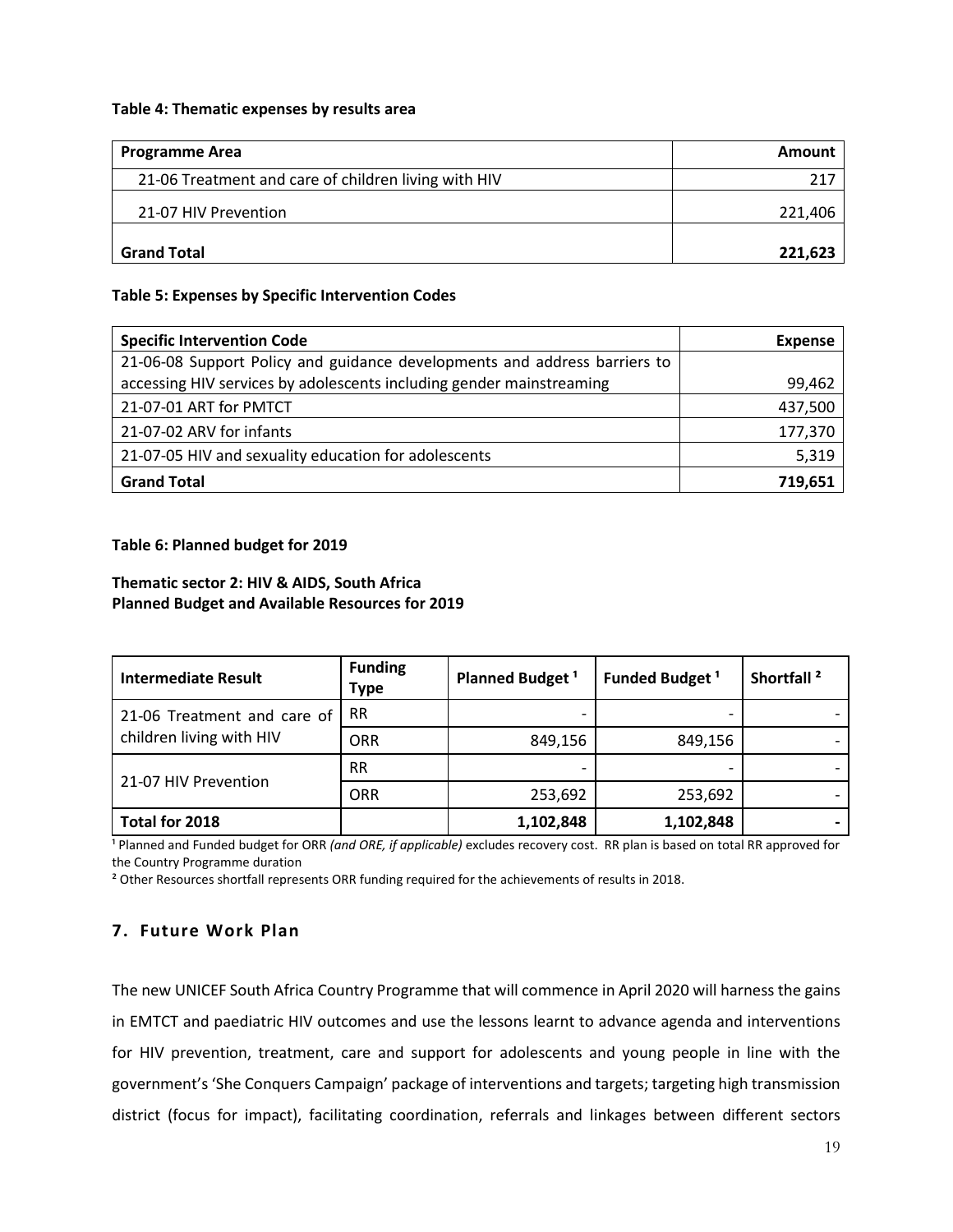**Table 4: Thematic expenses by results area**

| Programme Area | Amount |
|---|---|
| 21-06 Treatment and care of children living with HIV | 217 |
| 21-07 HIV Prevention | 221,406 |
| **Grand Total** | **221,623** |

**Table 5: Expenses by Specific Intervention Codes**

| Specific Intervention Code | Expense |
|---|---|
| 21-06-08 Support Policy and guidance developments and address barriers to accessing HIV services by adolescents including gender mainstreaming | 99,462 |
| 21-07-01 ART for PMTCT | 437,500 |
| 21-07-02 ARV for infants | 177,370 |
| 21-07-05 HIV and sexuality education for adolescents | 5,319 |
| **Grand Total** | **719,651** |

**Table 6: Planned budget for 2019**

**Thematic sector 2: HIV & AIDS, South Africa**
**Planned Budget and Available Resources for 2019**

| Intermediate Result | Funding Type | Planned Budget [1] | Funded Budget [1] | Shortfall [2] |
|---|---|---|---|---|
| 21-06 Treatment and care of children living with HIV | RR | - | - | - |
| | ORR | 849,156 | 849,156 | - |
| 21-07 HIV Prevention | RR | - | - | - |
| | ORR | 253,692 | 253,692 | - |
| **Total for 2018** | | **1,102,848** | **1,102,848** | **-** |

[1] Planned and Funded budget for ORR *(and ORE, if applicable)* excludes recovery cost. RR plan is based on total RR approved for the Country Programme duration

[2] Other Resources shortfall represents ORR funding required for the achievements of results in 2018.

## 7. Future Work Plan

The new UNICEF South Africa Country Programme that will commence in April 2020 will harness the gains in EMTCT and paediatric HIV outcomes and use the lessons learnt to advance agenda and interventions for HIV prevention, treatment, care and support for adolescents and young people in line with the government's 'She Conquers Campaign' package of interventions and targets; targeting high transmission district (focus for impact), facilitating coordination, referrals and linkages between different sectors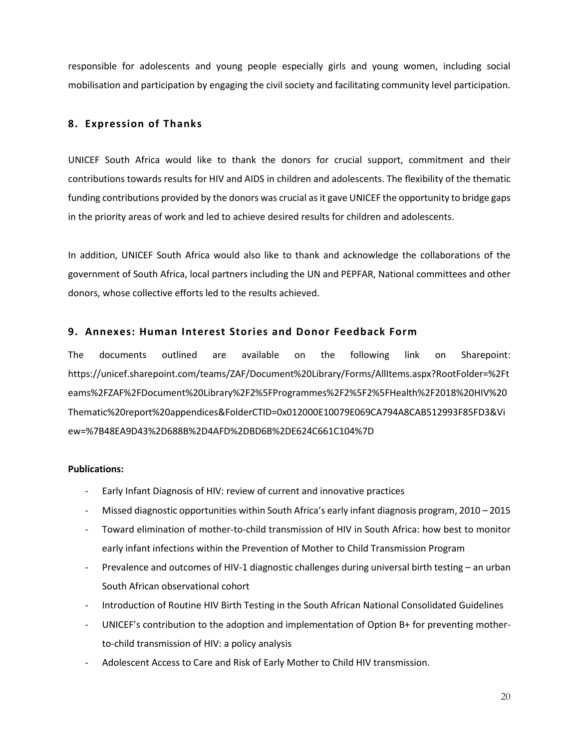responsible for adolescents and young people especially girls and young women, including social mobilisation and participation by engaging the civil society and facilitating community level participation.

## 8. Expression of Thanks

UNICEF South Africa would like to thank the donors for crucial support, commitment and their contributions towards results for HIV and AIDS in children and adolescents. The flexibility of the thematic funding contributions provided by the donors was crucial as it gave UNICEF the opportunity to bridge gaps in the priority areas of work and led to achieve desired results for children and adolescents.

In addition, UNICEF South Africa would also like to thank and acknowledge the collaborations of the government of South Africa, local partners including the UN and PEPFAR, National committees and other donors, whose collective efforts led to the results achieved.

## 9. Annexes: Human Interest Stories and Donor Feedback Form

The documents outlined are available on the following link on Sharepoint: https://unicef.sharepoint.com/teams/ZAF/Document%20Library/Forms/AllItems.aspx?RootFolder=%2Fteams%2FZAF%2FDocument%20Library%2F2%5FProgrammes%2F2%5F2%5FHealth%2F2018%20HIV%20Thematic%20report%20appendices&FolderCTID=0x012000E10079E069CA794A8CAB512993F85FD3&View=%7B48EA9D43%2D688B%2D4AFD%2DBD6B%2DE624C661C104%7D

**Publications:**

- Early Infant Diagnosis of HIV: review of current and innovative practices
- Missed diagnostic opportunities within South Africa's early infant diagnosis program, 2010 – 2015
- Toward elimination of mother-to-child transmission of HIV in South Africa: how best to monitor early infant infections within the Prevention of Mother to Child Transmission Program
- Prevalence and outcomes of HIV-1 diagnostic challenges during universal birth testing – an urban South African observational cohort
- Introduction of Routine HIV Birth Testing in the South African National Consolidated Guidelines
- UNICEF's contribution to the adoption and implementation of Option B+ for preventing mother-to-child transmission of HIV: a policy analysis
- Adolescent Access to Care and Risk of Early Mother to Child HIV transmission.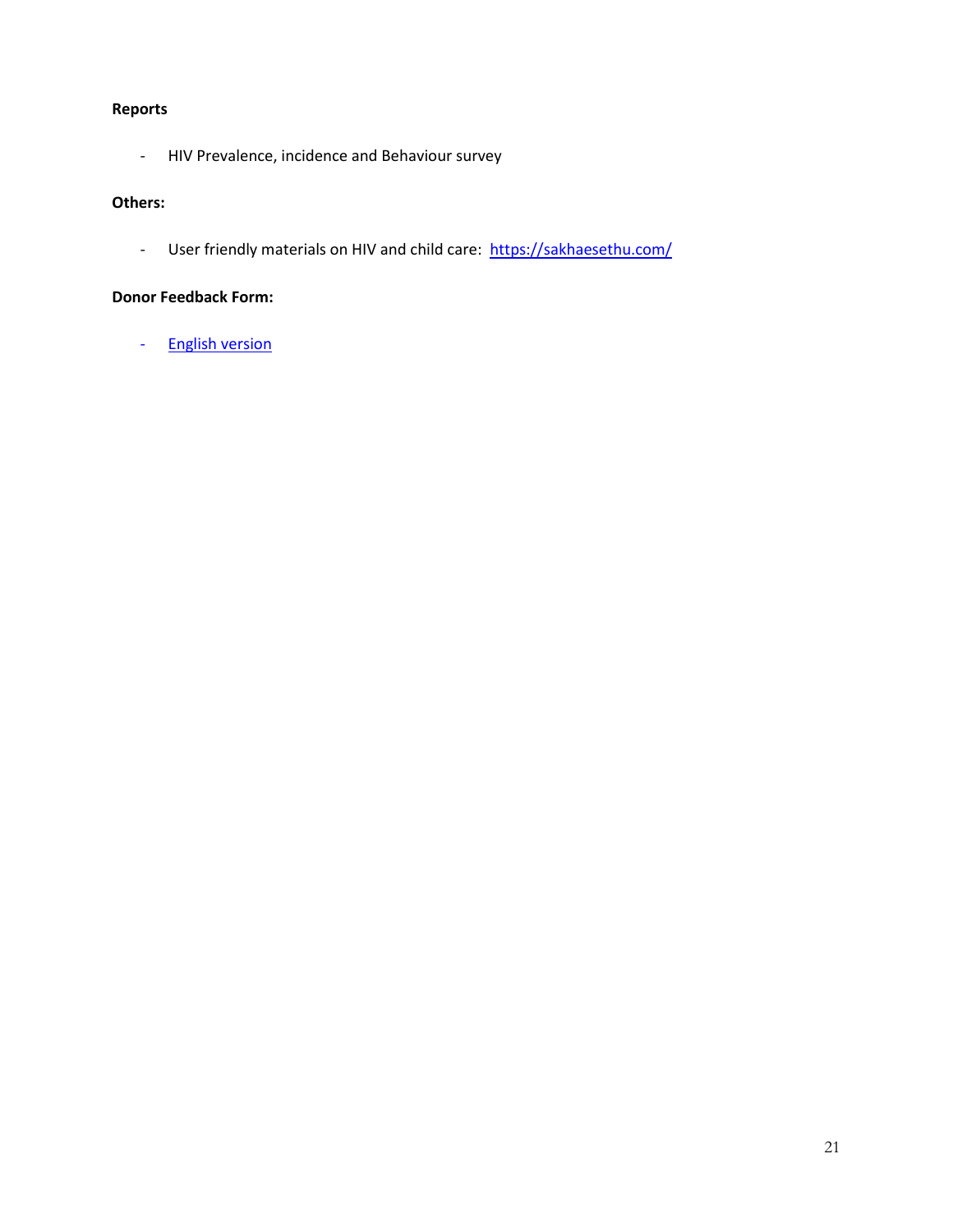**Reports**

- HIV Prevalence, incidence and Behaviour survey

**Others:**

- User friendly materials on HIV and child care: https://sakhaesethu.com/

**Donor Feedback Form:**

- English version